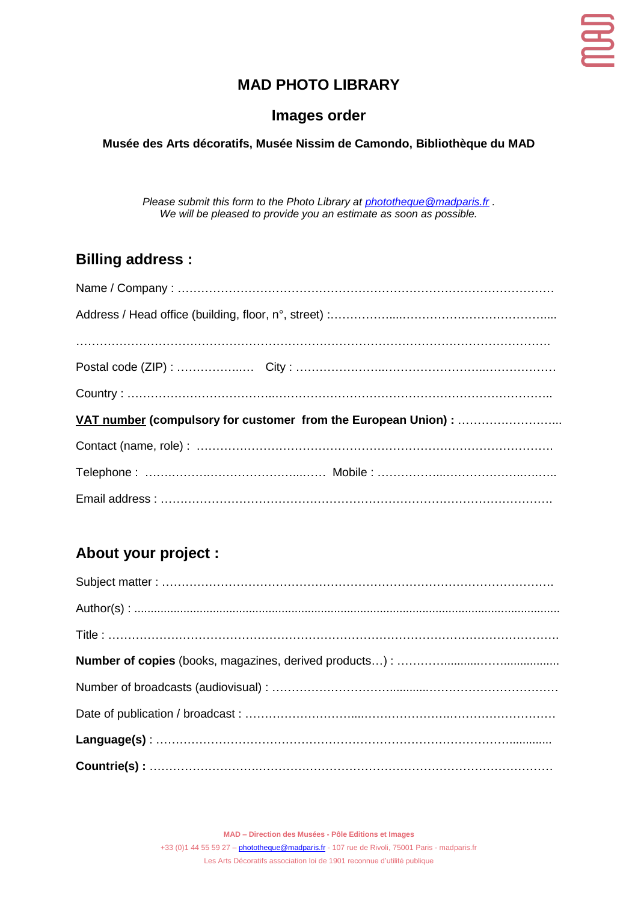# MAD PHOTO LIBRARY

## Images order

**Musée des Arts décoratifs, Musée Nissim de Camondo, Bibliothèque du MAD**

*Please submit this form to the Photo Library at [phototheque@madparis.fr](mailto:phototheque@madparis.fr) .*
*We will be pleased to provide you an estimate as soon as possible.*

## Billing address :

Name / Company : ……………………………………………………………………………………

Address / Head office (building, floor, n°, street) :……………...…………………………………....

……………………………………………………………………………………………………….

Postal code (ZIP) : ……………..…  City : ………………….……………………..………………

Country : ………………………………..………………………………………………………….

**VAT number (compulsory for customer from the European Union) :** ……………………..

Contact (name, role) : ……………………………………………………………………………….

Telephone : ……..……….…………………...…… Mobile : ……………...……………..……..

Email address : ……………………………………………………………………………………….

## About your project :

Subject matter : ……………………………………………………………………………………….

Author(s) : ..................................................................................................................................

Title : ……………………………………………………………………………………………………….

**Number of copies** (books, magazines, derived products…) : ……….............……..................

Number of broadcasts (audiovisual) : ……………………….............……………………………

Date of publication / broadcast : ………………………....……………….………………………

**Language(s)** : ……………………………………………………………………………...............

**Countrie(s) :** ……………………….…………………………………….…………………………

MAD – Direction des Musées - Pôle Editions et Images

+33 (0)1 44 55 59 27 – phototheque@madparis.fr - 107 rue de Rivoli, 75001 Paris - madparis.fr

Les Arts Décoratifs association loi de 1901 reconnue d'utilité publique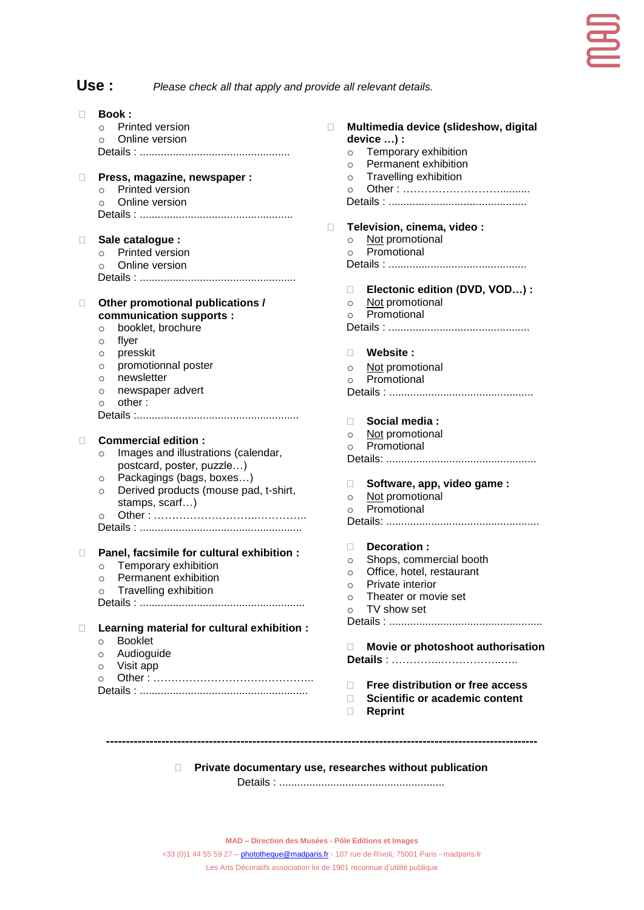## Use : *Please check all that apply and provide all relevant details.*

- ☐ **Book :**
  - Printed version
  - Online version

  Details : ..................................................

- ☐ **Press, magazine, newspaper :**
  - Printed version
  - Online version

  Details : ..................................................

- ☐ **Sale catalogue :**
  - Printed version
  - Online version

  Details : ..................................................

- ☐ **Other promotional publications / communication supports :**
  - booklet, brochure
  - flyer
  - presskit
  - promotionnal poster
  - newsletter
  - newspaper advert
  - other :

  Details :.....................................................

- ☐ **Commercial edition :**
  - Images and illustrations (calendar, postcard, poster, puzzle…)
  - Packagings (bags, boxes…)
  - Derived products (mouse pad, t-shirt, stamps, scarf…)
  - Other : ……………………….…………..

  Details : .....................................................

- ☐ **Panel, facsimile for cultural exhibition :**
  - Temporary exhibition
  - Permanent exhibition
  - Travelling exhibition

  Details : ......................................................

- ☐ **Learning material for cultural exhibition :**
  - Booklet
  - Audioguide
  - Visit app
  - Other : …………………………….………..

  Details : .......................................................

- ☐ **Multimedia device (slideshow, digital device …) :**
  - Temporary exhibition
  - Permanent exhibition
  - Travelling exhibition
  - Other : …………………………..........

  Details : .............................................

- ☐ **Television, cinema, video :**
  - Not promotional
  - Promotional

  Details : .............................................

- ☐ **Electonic edition (DVD, VOD…) :**
  - Not promotional
  - Promotional

  Details : ..............................................

- ☐ **Website :**
  - Not promotional
  - Promotional

  Details : ...............................................

- ☐ **Social media :**
  - Not promotional
  - Promotional

  Details: .................................................

- ☐ **Software, app, video game :**
  - Not promotional
  - Promotional

  Details: ..................................................

- ☐ **Decoration :**
  - Shops, commercial booth
  - Office, hotel, restaurant
  - Private interior
  - Theater or movie set
  - TV show set

  Details : ..................................................

- ☐ **Movie or photoshoot authorisation**

  **Details** : ……………….………..……

- ☐ **Free distribution or free access**
- ☐ **Scientific or academic content**
- ☐ **Reprint**

---

- ☐ **Private documentary use, researches without publication**

  Details : ......................................................

MAD – Direction des Musées - Pôle Editions et Images

+33 (0)1 44 55 59 27 – phototheque@madparis.fr - 107 rue de Rivoli, 75001 Paris - madparis.fr

Les Arts Décoratifs association loi de 1901 reconnue d'utilité publique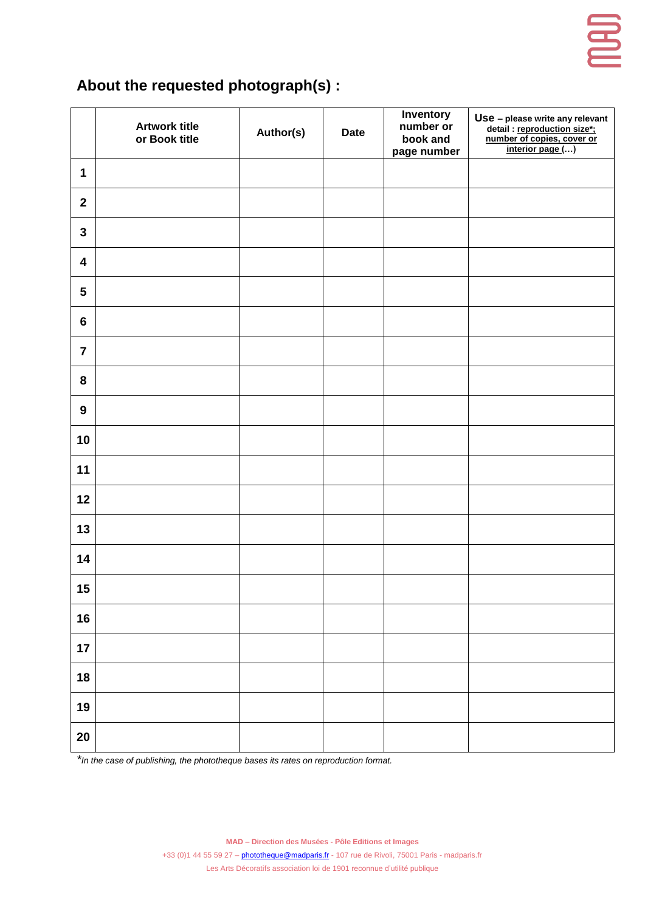## About the requested photograph(s) :

| | Artwork title or Book title | Author(s) | Date | Inventory number or book and page number | **Use** – please write any relevant detail : reproduction size*; number of copies, cover or interior page (…) |
|---|---|---|---|---|---|
| **1** | | | | | |
| **2** | | | | | |
| **3** | | | | | |
| **4** | | | | | |
| **5** | | | | | |
| **6** | | | | | |
| **7** | | | | | |
| **8** | | | | | |
| **9** | | | | | |
| **10** | | | | | |
| **11** | | | | | |
| **12** | | | | | |
| **13** | | | | | |
| **14** | | | | | |
| **15** | | | | | |
| **16** | | | | | |
| **17** | | | | | |
| **18** | | | | | |
| **19** | | | | | |
| **20** | | | | | |

**In the case of publishing, the phototheque bases its rates on reproduction format.*

**MAD – Direction des Musées - Pôle Editions et Images**

+33 (0)1 44 55 59 27 – phototheque@madparis.fr - 107 rue de Rivoli, 75001 Paris - madparis.fr

Les Arts Décoratifs association loi de 1901 reconnue d'utilité publique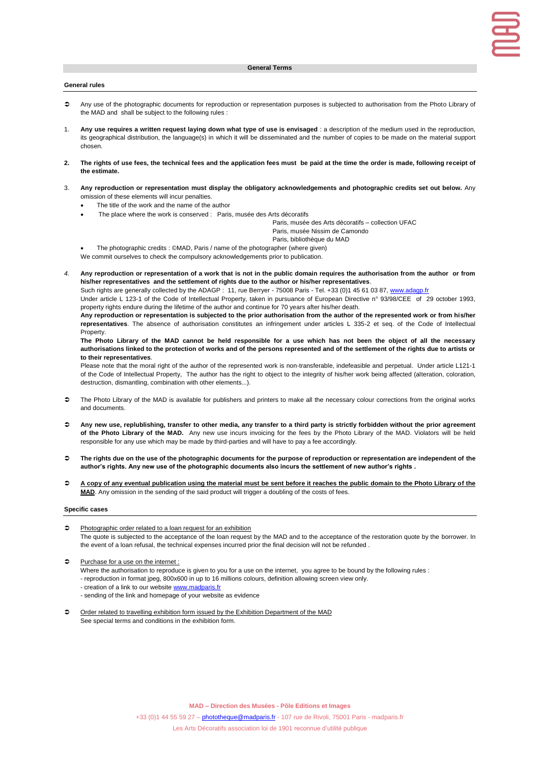## General Terms

### General rules

- Any use of the photographic documents for reproduction or representation purposes is subjected to authorisation from the Photo Library of the MAD and shall be subject to the following rules :

1. **Any use requires a written request laying down what type of use is envisaged** : a description of the medium used in the reproduction, its geographical distribution, the language(s) in which it will be disseminated and the number of copies to be made on the material support chosen.

2. **The rights of use fees, the technical fees and the application fees must be paid at the time the order is made, following receipt of the estimate.**

3. **Any reproduction or representation must display the obligatory acknowledgements and photographic credits set out below.** Any omission of these elements will incur penalties.
   - The title of the work and the name of the author
   - The place where the work is conserved : Paris, musée des Arts décoratifs
     Paris, musée des Arts décoratifs – collection UFAC
     Paris, musée Nissim de Camondo
     Paris, bibliothèque du MAD
   - The photographic credits : ©MAD, Paris / name of the photographer (where given)

   We commit ourselves to check the compulsory acknowledgements prior to publication.

4. **Any reproduction or representation of a work that is not in the public domain requires the authorisation from the author or from his/her representatives and the settlement of rights due to the author or his/her representatives**.
   Such rights are generally collected by the ADAGP : 11, rue Berryer - 75008 Paris - Tel. +33 (0)1 45 61 03 87, www.adagp.fr
   Under article L 123-1 of the Code of Intellectual Property, taken in pursuance of European Directive n° 93/98/CEE of 29 october 1993, property rights endure during the lifetime of the author and continue for 70 years after his/her death.
   **Any reproduction or representation is subjected to the prior authorisation from the author of the represented work or from his/her representatives**. The absence of authorisation constitutes an infringement under articles L 335-2 et seq. of the Code of Intellectual Property.
   **The Photo Library of the MAD cannot be held responsible for a use which has not been the object of all the necessary authorisations linked to the protection of works and of the persons represented and of the settlement of the rights due to artists or to their representatives**.
   Please note that the moral right of the author of the represented work is non-transferable, indefeasible and perpetual. Under article L121-1 of the Code of Intellectual Property, The author has the right to object to the integrity of his/her work being affected (alteration, coloration, destruction, dismantling, combination with other elements...).

- The Photo Library of the MAD is available for publishers and printers to make all the necessary colour corrections from the original works and documents.

- **Any new use, replublishing, transfer to other media, any transfer to a third party is strictly forbidden without the prior agreement of the Photo Library of the MAD.** Any new use incurs invoicing for the fees by the Photo Library of the MAD. Violators will be held responsible for any use which may be made by third-parties and will have to pay a fee accordingly.

- **The rights due on the use of the photographic documents for the purpose of reproduction or representation are independent of the author's rights. Any new use of the photographic documents also incurs the settlement of new author's rights .**

- **<u>A copy of any eventual publication using the material must be sent before it reaches the public domain to the Photo Library of the MAD</u>**. Any omission in the sending of the said product will trigger a doubling of the costs of fees.

### Specific cases

- <u>Photographic order related to a loan request for an exhibition</u>
  The quote is subjected to the acceptance of the loan request by the MAD and to the acceptance of the restoration quote by the borrower. In the event of a loan refusal, the technical expenses incurred prior the final decision will not be refunded .

- <u>Purchase for a use on the internet :</u>
  Where the authorisation to reproduce is given to you for a use on the internet, you agree to be bound by the following rules :
  - reproduction in format jpeg, 800x600 in up to 16 millions colours, definition allowing screen view only.
  - creation of a link to our website www.madparis.fr
  - sending of the link and homepage of your website as evidence

- <u>Order related to travelling exhibition form issued by the Exhibition Department of the MAD</u>
  See special terms and conditions in the exhibition form.

**MAD – Direction des Musées - Pôle Editions et Images**

+33 (0)1 44 55 59 27 – phototheque@madparis.fr - 107 rue de Rivoli, 75001 Paris - madparis.fr

Les Arts Décoratifs association loi de 1901 reconnue d'utilité publique